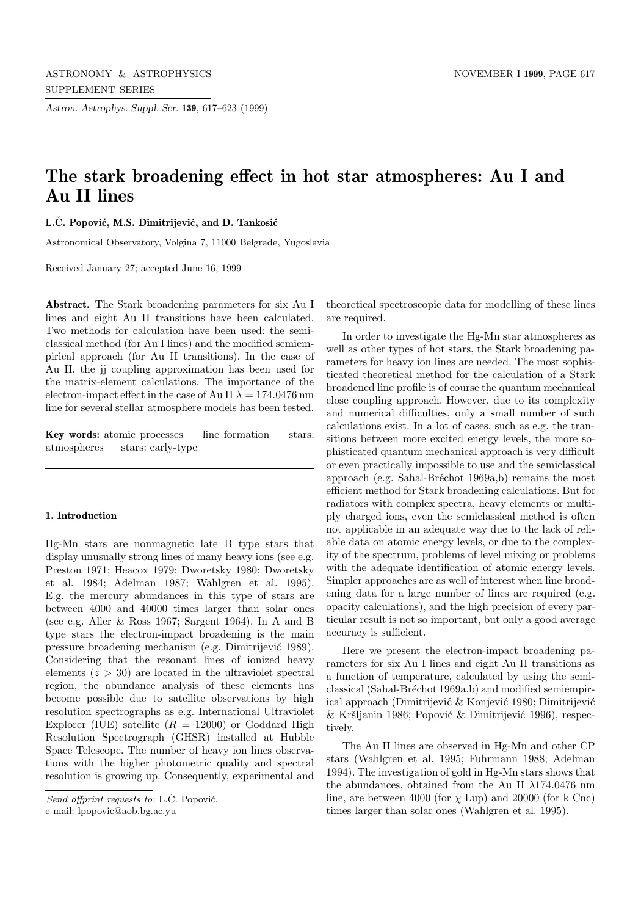# The stark broadening effect in hot star atmospheres: Au I and Au II lines

**L.Č. Popović, M.S. Dimitrijević, and D. Tankosić**

Astronomical Observatory, Volgina 7, 11000 Belgrade, Yugoslavia

Received January 27; accepted June 16, 1999

**Abstract.** The Stark broadening parameters for six Au I lines and eight Au II transitions have been calculated. Two methods for calculation have been used: the semiclassical method (for Au I lines) and the modified semiempirical approach (for Au II transitions). In the case of Au II, the jj coupling approximation has been used for the matrix-element calculations. The importance of the electron-impact effect in the case of Au II $\lambda = 174.0476$ nm line for several stellar atmosphere models has been tested.

**Key words:** atomic processes — line formation — stars: atmospheres — stars: early-type

## 1. Introduction

Hg-Mn stars are nonmagnetic late B type stars that display unusually strong lines of many heavy ions (see e.g. Preston 1971; Heacox 1979; Dworetsky 1980; Dworetsky et al. 1984; Adelman 1987; Wahlgren et al. 1995). E.g. the mercury abundances in this type of stars are between 4000 and 40000 times larger than solar ones (see e.g. Aller & Ross 1967; Sargent 1964). In A and B type stars the electron-impact broadening is the main pressure broadening mechanism (e.g. Dimitrijević 1989). Considering that the resonant lines of ionized heavy elements ($z > 30$) are located in the ultraviolet spectral region, the abundance analysis of these elements has become possible due to satellite observations by high resolution spectrographs as e.g. International Ultraviolet Explorer (IUE) satellite ($R = 12000$) or Goddard High Resolution Spectrograph (GHSR) installed at Hubble Space Telescope. The number of heavy ion lines observations with the higher photometric quality and spectral resolution is growing up. Consequently, experimental and theoretical spectroscopic data for modelling of these lines are required.

In order to investigate the Hg-Mn star atmospheres as well as other types of hot stars, the Stark broadening parameters for heavy ion lines are needed. The most sophisticated theoretical method for the calculation of a Stark broadened line profile is of course the quantum mechanical close coupling approach. However, due to its complexity and numerical difficulties, only a small number of such calculations exist. In a lot of cases, such as e.g. the transitions between more excited energy levels, the more sophisticated quantum mechanical approach is very difficult or even practically impossible to use and the semiclassical approach (e.g. Sahal-Bréchot 1969a,b) remains the most efficient method for Stark broadening calculations. But for radiators with complex spectra, heavy elements or multiply charged ions, even the semiclassical method is often not applicable in an adequate way due to the lack of reliable data on atomic energy levels, or due to the complexity of the spectrum, problems of level mixing or problems with the adequate identification of atomic energy levels. Simpler approaches are as well of interest when line broadening data for a large number of lines are required (e.g. opacity calculations), and the high precision of every particular result is not so important, but only a good average accuracy is sufficient.

Here we present the electron-impact broadening parameters for six Au I lines and eight Au II transitions as a function of temperature, calculated by using the semiclassical (Sahal-Bréchot 1969a,b) and modified semiempirical approach (Dimitrijević & Konjević 1980; Dimitrijević & Kršljanin 1986; Popović & Dimitrijević 1996), respectively.

The Au II lines are observed in Hg-Mn and other CP stars (Wahlgren et al. 1995; Fuhrmann 1988; Adelman 1994). The investigation of gold in Hg-Mn stars shows that the abundances, obtained from the Au II $\lambda$174.0476 nm line, are between 4000 (for $\chi$ Lup) and 20000 (for k Cnc) times larger than solar ones (Wahlgren et al. 1995).

*Send offprint requests to*: L.Č. Popović,
e-mail: lpopovic@aob.bg.ac.yu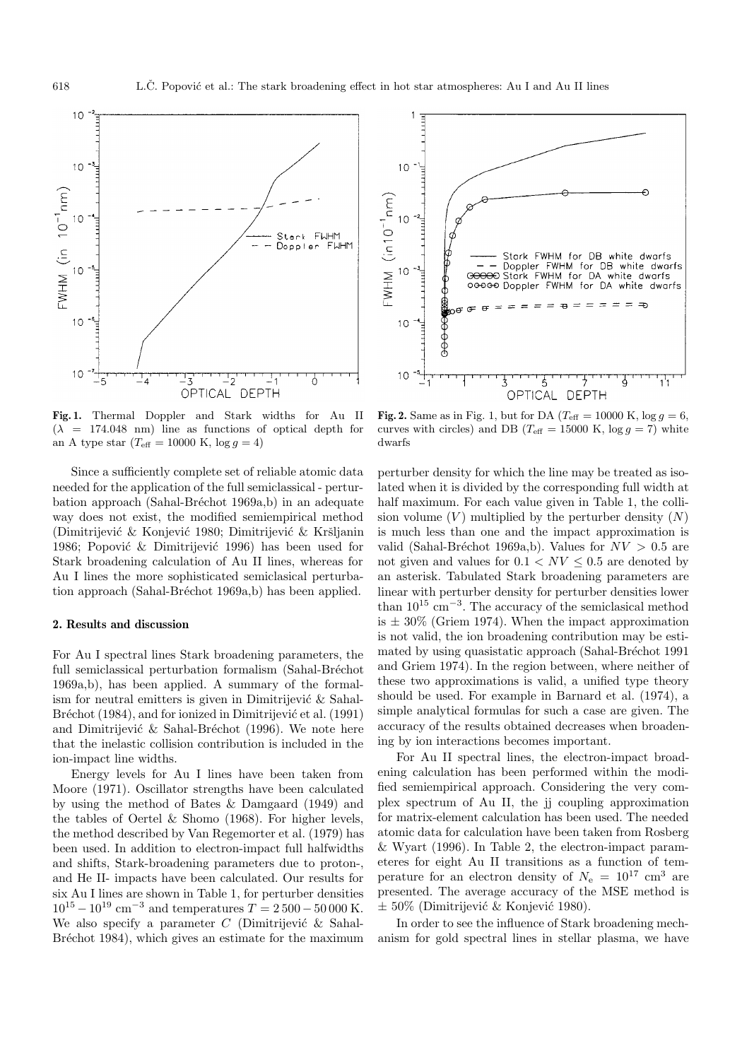**Fig. 1.** Thermal Doppler and Stark widths for Au II ($\lambda$ = 174.048 nm) line as functions of optical depth for an A type star ($T_{\rm eff}$ = 10000 K, $\log g = 4$)

**Fig. 2.** Same as in Fig. 1, but for DA ($T_{\rm eff}$ = 10000 K, $\log g = 6$, curves with circles) and DB ($T_{\rm eff}$ = 15000 K, $\log g = 7$) white dwarfs

Since a sufficiently complete set of reliable atomic data needed for the application of the full semiclassical - perturbation approach (Sahal-Bréchot 1969a,b) in an adequate way does not exist, the modified semiempirical method (Dimitrijević & Konjević 1980; Dimitrijević & Kršljanin 1986; Popović & Dimitrijević 1996) has been used for Stark broadening calculation of Au II lines, whereas for Au I lines the more sophisticated semiclasical perturbation approach (Sahal-Bréchot 1969a,b) has been applied.

## 2. Results and discussion

For Au I spectral lines Stark broadening parameters, the full semiclassical perturbation formalism (Sahal-Bréchot 1969a,b), has been applied. A summary of the formalism for neutral emitters is given in Dimitrijević & Sahal-Bréchot (1984), and for ionized in Dimitrijević et al. (1991) and Dimitrijević & Sahal-Bréchot (1996). We note here that the inelastic collision contribution is included in the ion-impact line widths.

Energy levels for Au I lines have been taken from Moore (1971). Oscillator strengths have been calculated by using the method of Bates & Damgaard (1949) and the tables of Oertel & Shomo (1968). For higher levels, the method described by Van Regemorter et al. (1979) has been used. In addition to electron-impact full halfwidths and shifts, Stark-broadening parameters due to proton-, and He II- impacts have been calculated. Our results for six Au I lines are shown in Table 1, for perturber densities $10^{15} - 10^{19}$ cm$^{-3}$ and temperatures $T = 2\,500 - 50\,000$ K. We also specify a parameter $C$ (Dimitrijević & Sahal-Bréchot 1984), which gives an estimate for the maximum perturber density for which the line may be treated as isolated when it is divided by the corresponding full width at half maximum. For each value given in Table 1, the collision volume ($V$) multiplied by the perturber density ($N$) is much less than one and the impact approximation is valid (Sahal-Bréchot 1969a,b). Values for $NV > 0.5$ are not given and values for $0.1 < NV \leq 0.5$ are denoted by an asterisk. Tabulated Stark broadening parameters are linear with perturber density for perturber densities lower than $10^{15}$ cm$^{-3}$. The accuracy of the semiclasical method is $\pm$ 30% (Griem 1974). When the impact approximation is not valid, the ion broadening contribution may be estimated by using quasistatic approach (Sahal-Bréchot 1991 and Griem 1974). In the region between, where neither of these two approximations is valid, a unified type theory should be used. For example in Barnard et al. (1974), a simple analytical formulas for such a case are given. The accuracy of the results obtained decreases when broadening by ion interactions becomes important.

For Au II spectral lines, the electron-impact broadening calculation has been performed within the modified semiempirical approach. Considering the very complex spectrum of Au II, the jj coupling approximation for matrix-element calculation has been used. The needed atomic data for calculation have been taken from Rosberg & Wyart (1996). In Table 2, the electron-impact parameteres for eight Au II transitions as a function of temperature for an electron density of $N_{\rm e} = 10^{17}$ cm$^3$ are presented. The average accuracy of the MSE method is $\pm$ 50% (Dimitrijević & Konjević 1980).

In order to see the influence of Stark broadening mechanism for gold spectral lines in stellar plasma, we have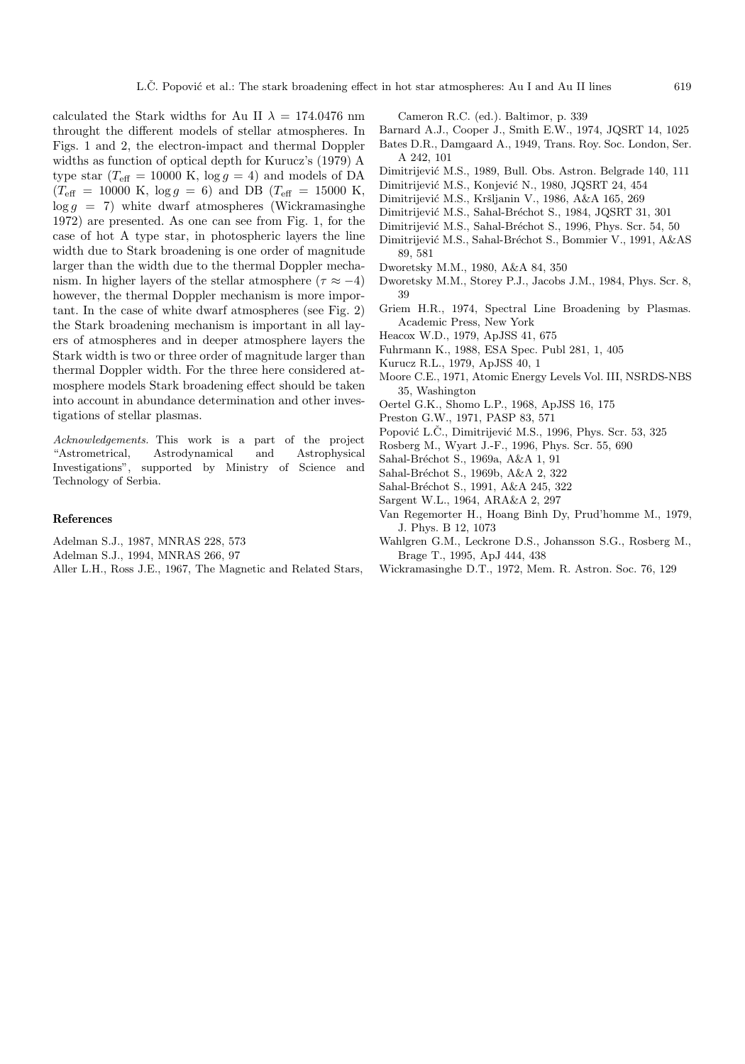calculated the Stark widths for Au II $\lambda = 174.0476$ nm throught the different models of stellar atmospheres. In Figs. 1 and 2, the electron-impact and thermal Doppler widths as function of optical depth for Kurucz's (1979) A type star ($T_{\rm eff} = 10000$ K, $\log g = 4$) and models of DA ($T_{\rm eff} = 10000$ K, $\log g = 6$) and DB ($T_{\rm eff} = 15000$ K, $\log g = 7$) white dwarf atmospheres (Wickramasinghe 1972) are presented. As one can see from Fig. 1, for the case of hot A type star, in photospheric layers the line width due to Stark broadening is one order of magnitude larger than the width due to the thermal Doppler mechanism. In higher layers of the stellar atmosphere ($\tau \approx -4$) however, the thermal Doppler mechanism is more important. In the case of white dwarf atmospheres (see Fig. 2) the Stark broadening mechanism is important in all layers of atmospheres and in deeper atmosphere layers the Stark width is two or three order of magnitude larger than thermal Doppler width. For the three here considered atmosphere models Stark broadening effect should be taken into account in abundance determination and other investigations of stellar plasmas.

*Acknowledgements.* This work is a part of the project "Astrometrical, Astrodynamical and Astrophysical Investigations", supported by Ministry of Science and Technology of Serbia.

## References

Adelman S.J., 1987, MNRAS 228, 573
Adelman S.J., 1994, MNRAS 266, 97
Aller L.H., Ross J.E., 1967, The Magnetic and Related Stars, Cameron R.C. (ed.). Baltimor, p. 339
Barnard A.J., Cooper J., Smith E.W., 1974, JQSRT 14, 1025
Bates D.R., Damgaard A., 1949, Trans. Roy. Soc. London, Ser. A 242, 101
Dimitrijević M.S., 1989, Bull. Obs. Astron. Belgrade 140, 111
Dimitrijević M.S., Konjević N., 1980, JQSRT 24, 454
Dimitrijević M.S., Kršljanin V., 1986, A&A 165, 269
Dimitrijević M.S., Sahal-Bréchot S., 1984, JQSRT 31, 301
Dimitrijević M.S., Sahal-Bréchot S., 1996, Phys. Scr. 54, 50
Dimitrijević M.S., Sahal-Bréchot S., Bommier V., 1991, A&AS 89, 581
Dworetsky M.M., 1980, A&A 84, 350
Dworetsky M.M., Storey P.J., Jacobs J.M., 1984, Phys. Scr. 8, 39
Griem H.R., 1974, Spectral Line Broadening by Plasmas. Academic Press, New York
Heacox W.D., 1979, ApJSS 41, 675
Fuhrmann K., 1988, ESA Spec. Publ 281, 1, 405
Kurucz R.L., 1979, ApJSS 40, 1
Moore C.E., 1971, Atomic Energy Levels Vol. III, NSRDS-NBS 35, Washington
Oertel G.K., Shomo L.P., 1968, ApJSS 16, 175
Preston G.W., 1971, PASP 83, 571
Popović L.Č., Dimitrijević M.S., 1996, Phys. Scr. 53, 325
Rosberg M., Wyart J.-F., 1996, Phys. Scr. 55, 690
Sahal-Bréchot S., 1969a, A&A 1, 91
Sahal-Bréchot S., 1969b, A&A 2, 322
Sahal-Bréchot S., 1991, A&A 245, 322
Sargent W.L., 1964, ARA&A 2, 297
Van Regemorter H., Hoang Binh Dy, Prud'homme M., 1979, J. Phys. B 12, 1073
Wahlgren G.M., Leckrone D.S., Johansson S.G., Rosberg M., Brage T., 1995, ApJ 444, 438
Wickramasinghe D.T., 1972, Mem. R. Astron. Soc. 76, 129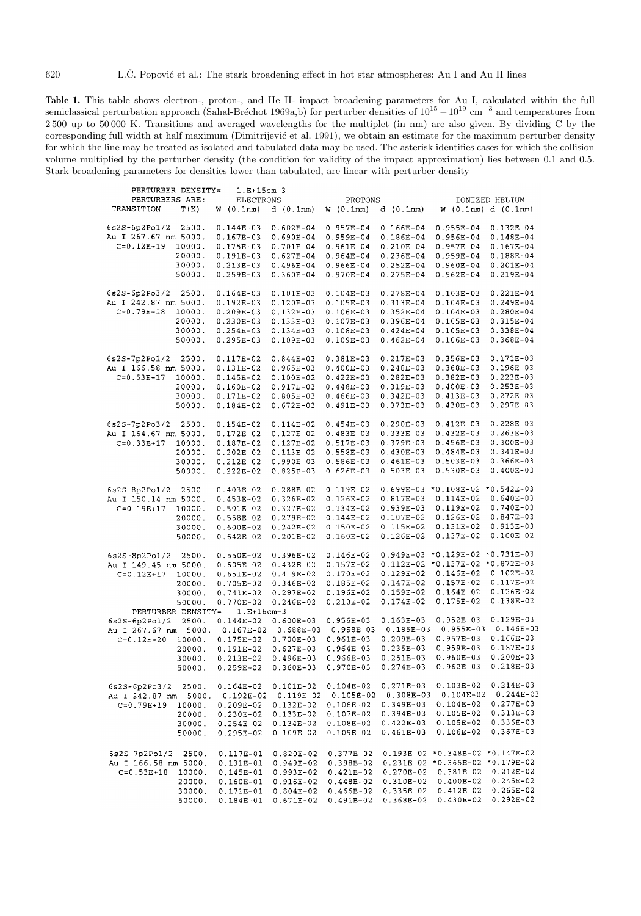**Table 1.** This table shows electron-, proton-, and He II- impact broadening parameters for Au I, calculated within the full semiclassical perturbation approach (Sahal-Bréchot 1969a,b) for perturber densities of $10^{15} - 10^{19}$ cm$^{-3}$ and temperatures from 2 500 up to 50 000 K. Transitions and averaged wavelengths for the multiplet (in nm) are also given. By dividing C by the corresponding full width at half maximum (Dimitrijević et al. 1991), we obtain an estimate for the maximum perturber density for which the line may be treated as isolated and tabulated data may be used. The asterisk identifies cases for which the collision volume multiplied by the perturber density (the condition for validity of the impact approximation) lies between 0.1 and 0.5. Stark broadening parameters for densities lower than tabulated, are linear with perturber density

PERTURBER DENSITY= 1.E+15cm-3

| TRANSITION | T(K) | ELECTRONS W (0.1nm) | ELECTRONS d (0.1nm) | PROTONS W (0.1nm) | PROTONS d (0.1nm) | IONIZED HELIUM W (0.1nm) | IONIZED HELIUM d (0.1nm) |
|---|---|---|---|---|---|---|---|
| 6s2S-6p2Po1/2 | 2500. | 0.144E-03 | 0.602E-04 | 0.957E-04 | 0.166E-04 | 0.955E-04 | 0.132E-04 |
| Au I 267.67 nm | 5000. | 0.167E-03 | 0.690E-04 | 0.959E-04 | 0.186E-04 | 0.956E-04 | 0.148E-04 |
| C=0.12E+19 | 10000. | 0.175E-03 | 0.701E-04 | 0.961E-04 | 0.210E-04 | 0.957E-04 | 0.167E-04 |
| | 20000. | 0.191E-03 | 0.627E-04 | 0.964E-04 | 0.236E-04 | 0.959E-04 | 0.188E-04 |
| | 30000. | 0.213E-03 | 0.496E-04 | 0.966E-04 | 0.252E-04 | 0.960E-04 | 0.201E-04 |
| | 50000. | 0.259E-03 | 0.360E-04 | 0.970E-04 | 0.275E-04 | 0.962E-04 | 0.219E-04 |
| 6s2S-6p2Po3/2 | 2500. | 0.164E-03 | 0.101E-03 | 0.104E-03 | 0.278E-04 | 0.103E-03 | 0.221E-04 |
| Au I 242.87 nm | 5000. | 0.192E-03 | 0.120E-03 | 0.105E-03 | 0.313E-04 | 0.104E-03 | 0.249E-04 |
| C=0.79E+18 | 10000. | 0.209E-03 | 0.132E-03 | 0.106E-03 | 0.352E-04 | 0.104E-03 | 0.280E-04 |
| | 20000. | 0.230E-03 | 0.133E-03 | 0.107E-03 | 0.396E-04 | 0.105E-03 | 0.315E-04 |
| | 30000. | 0.254E-03 | 0.134E-03 | 0.108E-03 | 0.424E-04 | 0.105E-03 | 0.338E-04 |
| | 50000. | 0.295E-03 | 0.109E-03 | 0.109E-03 | 0.462E-04 | 0.106E-03 | 0.368E-04 |
| 6s2S-7p2Po1/2 | 2500. | 0.117E-02 | 0.844E-03 | 0.381E-03 | 0.217E-03 | 0.356E-03 | 0.171E-03 |
| Au I 166.58 nm | 5000. | 0.131E-02 | 0.965E-03 | 0.400E-03 | 0.248E-03 | 0.368E-03 | 0.196E-03 |
| C=0.53E+17 | 10000. | 0.145E-02 | 0.100E-02 | 0.422E-03 | 0.282E-03 | 0.382E-03 | 0.223E-03 |
| | 20000. | 0.160E-02 | 0.917E-03 | 0.448E-03 | 0.319E-03 | 0.400E-03 | 0.253E-03 |
| | 30000. | 0.171E-02 | 0.805E-03 | 0.466E-03 | 0.342E-03 | 0.413E-03 | 0.272E-03 |
| | 50000. | 0.184E-02 | 0.672E-03 | 0.491E-03 | 0.373E-03 | 0.430E-03 | 0.297E-03 |
| 6s2S-7p2Po3/2 | 2500. | 0.154E-02 | 0.114E-02 | 0.454E-03 | 0.290E-03 | 0.412E-03 | 0.228E-03 |
| Au I 164.67 nm | 5000. | 0.172E-02 | 0.127E-02 | 0.483E-03 | 0.333E-03 | 0.432E-03 | 0.263E-03 |
| C=0.33E+17 | 10000. | 0.187E-02 | 0.127E-02 | 0.517E-03 | 0.379E-03 | 0.456E-03 | 0.300E-03 |
| | 20000. | 0.202E-02 | 0.113E-02 | 0.558E-03 | 0.430E-03 | 0.484E-03 | 0.341E-03 |
| | 30000. | 0.212E-02 | 0.990E-03 | 0.586E-03 | 0.461E-03 | 0.503E-03 | 0.366E-03 |
| | 50000. | 0.222E-02 | 0.825E-03 | 0.626E-03 | 0.503E-03 | 0.530E-03 | 0.400E-03 |
| 6s2S-8p2Po1/2 | 2500. | 0.403E-02 | 0.288E-02 | 0.119E-02 | 0.699E-03 | *0.108E-02 | *0.542E-03 |
| Au I 150.14 nm | 5000. | 0.453E-02 | 0.326E-02 | 0.126E-02 | 0.817E-03 | 0.114E-02 | 0.640E-03 |
| C=0.19E+17 | 10000. | 0.501E-02 | 0.327E-02 | 0.134E-02 | 0.939E-03 | 0.119E-02 | 0.740E-03 |
| | 20000. | 0.558E-02 | 0.279E-02 | 0.144E-02 | 0.107E-02 | 0.126E-02 | 0.847E-03 |
| | 30000. | 0.600E-02 | 0.242E-02 | 0.150E-02 | 0.115E-02 | 0.131E-02 | 0.913E-03 |
| | 50000. | 0.642E-02 | 0.201E-02 | 0.160E-02 | 0.126E-02 | 0.137E-02 | 0.100E-02 |
| 6s2S-8p2Po1/2 | 2500. | 0.550E-02 | 0.396E-02 | 0.146E-02 | 0.949E-03 | *0.129E-02 | *0.731E-03 |
| Au I 149.45 nm | 5000. | 0.605E-02 | 0.432E-02 | 0.157E-02 | 0.112E-02 | *0.137E-02 | *0.872E-03 |
| C=0.12E+17 | 10000. | 0.651E-02 | 0.419E-02 | 0.170E-02 | 0.129E-02 | 0.146E-02 | 0.102E-02 |
| | 20000. | 0.705E-02 | 0.346E-02 | 0.185E-02 | 0.147E-02 | 0.157E-02 | 0.117E-02 |
| | 30000. | 0.741E-02 | 0.297E-02 | 0.196E-02 | 0.159E-02 | 0.164E-02 | 0.126E-02 |
| | 50000. | 0.770E-02 | 0.246E-02 | 0.210E-02 | 0.174E-02 | 0.175E-02 | 0.138E-02 |

PERTURBER DENSITY= 1.E+16cm-3

| TRANSITION | T(K) | ELECTRONS W (0.1nm) | ELECTRONS d (0.1nm) | PROTONS W (0.1nm) | PROTONS d (0.1nm) | IONIZED HELIUM W (0.1nm) | IONIZED HELIUM d (0.1nm) |
|---|---|---|---|---|---|---|---|
| 6s2S-6p2Po1/2 | 2500. | 0.144E-02 | 0.600E-03 | 0.956E-03 | 0.163E-03 | 0.952E-03 | 0.129E-03 |
| Au I 267.67 nm | 5000. | 0.167E-02 | 0.688E-03 | 0.958E-03 | 0.185E-03 | 0.955E-03 | 0.146E-03 |
| C=0.12E+20 | 10000. | 0.175E-02 | 0.700E-03 | 0.961E-03 | 0.209E-03 | 0.957E-03 | 0.166E-03 |
| | 20000. | 0.191E-02 | 0.627E-03 | 0.964E-03 | 0.235E-03 | 0.959E-03 | 0.187E-03 |
| | 30000. | 0.213E-02 | 0.496E-03 | 0.966E-03 | 0.251E-03 | 0.960E-03 | 0.200E-03 |
| | 50000. | 0.259E-02 | 0.360E-03 | 0.970E-03 | 0.274E-03 | 0.962E-03 | 0.218E-03 |
| 6s2S-6p2Po3/2 | 2500. | 0.164E-02 | 0.101E-02 | 0.104E-02 | 0.271E-03 | 0.103E-02 | 0.214E-03 |
| Au I 242.87 nm | 5000. | 0.192E-02 | 0.119E-02 | 0.105E-02 | 0.308E-03 | 0.104E-02 | 0.244E-03 |
| C=0.79E+19 | 10000. | 0.209E-02 | 0.132E-02 | 0.106E-02 | 0.349E-03 | 0.104E-02 | 0.277E-03 |
| | 20000. | 0.230E-02 | 0.133E-02 | 0.107E-02 | 0.394E-03 | 0.105E-02 | 0.313E-03 |
| | 30000. | 0.254E-02 | 0.134E-02 | 0.108E-02 | 0.422E-03 | 0.105E-02 | 0.336E-03 |
| | 50000. | 0.295E-02 | 0.109E-02 | 0.109E-02 | 0.461E-03 | 0.106E-02 | 0.367E-03 |
| 6s2S-7p2Po1/2 | 2500. | 0.117E-01 | 0.820E-02 | 0.377E-02 | 0.193E-02 | *0.348E-02 | *0.147E-02 |
| Au I 166.58 nm | 5000. | 0.131E-01 | 0.949E-02 | 0.398E-02 | 0.231E-02 | *0.365E-02 | *0.179E-02 |
| C=0.53E+18 | 10000. | 0.145E-01 | 0.993E-02 | 0.421E-02 | 0.270E-02 | 0.381E-02 | 0.212E-02 |
| | 20000. | 0.160E-01 | 0.916E-02 | 0.448E-02 | 0.310E-02 | 0.400E-02 | 0.245E-02 |
| | 30000. | 0.171E-01 | 0.804E-02 | 0.466E-02 | 0.335E-02 | 0.412E-02 | 0.265E-02 |
| | 50000. | 0.184E-01 | 0.671E-02 | 0.491E-02 | 0.368E-02 | 0.430E-02 | 0.292E-02 |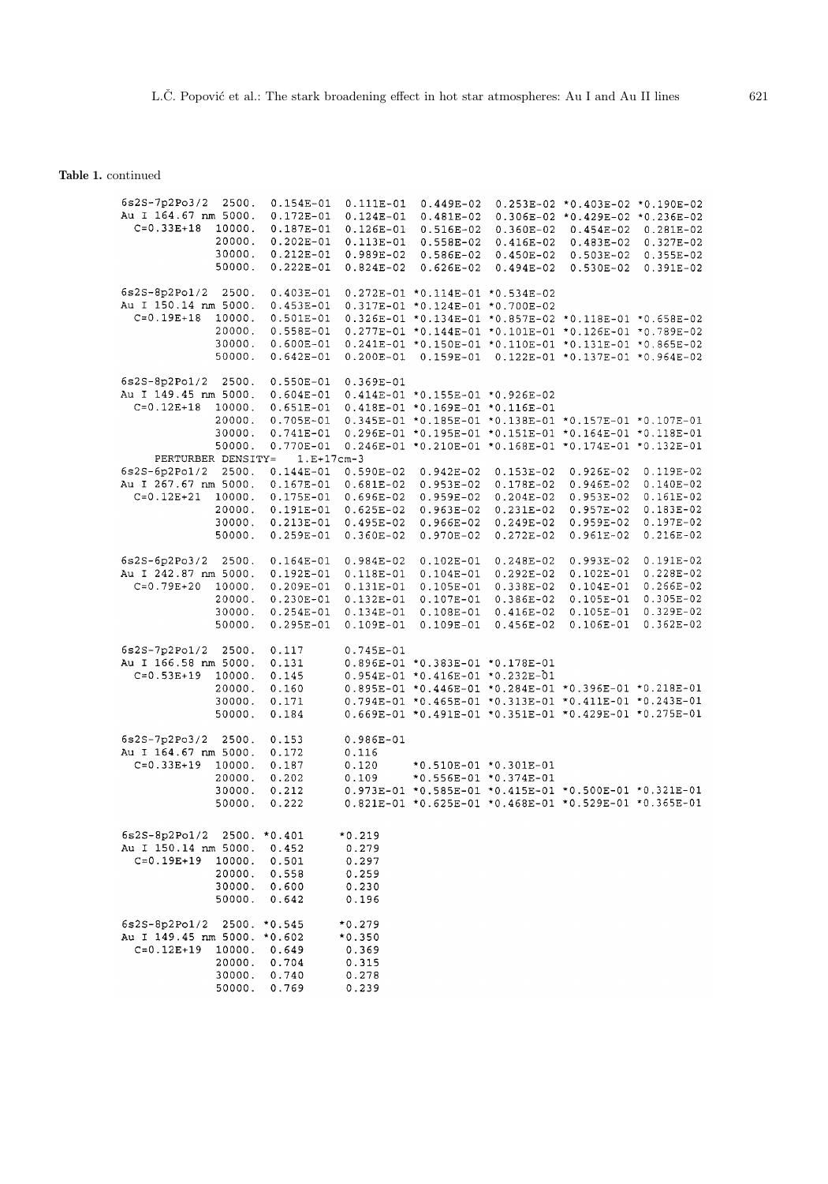**Table 1.** continued

| Transition | T | | | | | | |
|---|---|---|---|---|---|---|---|
| 6s2S-7p2Po3/2 | 2500. | 0.154E-01 | 0.111E-01 | 0.449E-02 | 0.253E-02 | *0.403E-02 | *0.190E-02 |
| Au I 164.67 nm | 5000. | 0.172E-01 | 0.124E-01 | 0.481E-02 | 0.306E-02 | *0.429E-02 | *0.236E-02 |
| C=0.33E+18 | 10000. | 0.187E-01 | 0.126E-01 | 0.516E-02 | 0.360E-02 | 0.454E-02 | 0.281E-02 |
| | 20000. | 0.202E-01 | 0.113E-01 | 0.558E-02 | 0.416E-02 | 0.483E-02 | 0.327E-02 |
| | 30000. | 0.212E-01 | 0.989E-02 | 0.586E-02 | 0.450E-02 | 0.503E-02 | 0.355E-02 |
| | 50000. | 0.222E-01 | 0.824E-02 | 0.626E-02 | 0.494E-02 | 0.530E-02 | 0.391E-02 |
| 6s2S-8p2Po1/2 | 2500. | 0.403E-01 | 0.272E-01 | *0.114E-01 | *0.534E-02 | | |
| Au I 150.14 nm | 5000. | 0.453E-01 | 0.317E-01 | *0.124E-01 | *0.700E-02 | | |
| C=0.19E+18 | 10000. | 0.501E-01 | 0.326E-01 | *0.134E-01 | *0.857E-02 | *0.118E-01 | *0.658E-02 |
| | 20000. | 0.558E-01 | 0.277E-01 | *0.144E-01 | *0.101E-01 | *0.126E-01 | *0.789E-02 |
| | 30000. | 0.600E-01 | 0.241E-01 | *0.150E-01 | *0.110E-01 | *0.131E-01 | *0.865E-02 |
| | 50000. | 0.642E-01 | 0.200E-01 | 0.159E-01 | 0.122E-01 | *0.137E-01 | *0.964E-02 |
| 6s2S-8p2Po1/2 | 2500. | 0.550E-01 | 0.369E-01 | | | | |
| Au I 149.45 nm | 5000. | 0.604E-01 | 0.414E-01 | *0.155E-01 | *0.926E-02 | | |
| C=0.12E+18 | 10000. | 0.651E-01 | 0.418E-01 | *0.169E-01 | *0.116E-01 | | |
| | 20000. | 0.705E-01 | 0.345E-01 | *0.185E-01 | *0.138E-01 | *0.157E-01 | *0.107E-01 |
| | 30000. | 0.741E-01 | 0.296E-01 | *0.195E-01 | *0.151E-01 | *0.164E-01 | *0.118E-01 |
| | 50000. | 0.770E-01 | 0.246E-01 | *0.210E-01 | *0.168E-01 | *0.174E-01 | *0.132E-01 |
| PERTURBER DENSITY= | 1.E+17cm-3 | | | | | | |
| 6s2S-6p2Po1/2 | 2500. | 0.144E-01 | 0.590E-02 | 0.942E-02 | 0.153E-02 | 0.926E-02 | 0.119E-02 |
| Au I 267.67 nm | 5000. | 0.167E-01 | 0.681E-02 | 0.953E-02 | 0.178E-02 | 0.946E-02 | 0.140E-02 |
| C=0.12E+21 | 10000. | 0.175E-01 | 0.696E-02 | 0.959E-02 | 0.204E-02 | 0.953E-02 | 0.161E-02 |
| | 20000. | 0.191E-01 | 0.625E-02 | 0.963E-02 | 0.231E-02 | 0.957E-02 | 0.183E-02 |
| | 30000. | 0.213E-01 | 0.495E-02 | 0.966E-02 | 0.249E-02 | 0.959E-02 | 0.197E-02 |
| | 50000. | 0.259E-01 | 0.360E-02 | 0.970E-02 | 0.272E-02 | 0.961E-02 | 0.216E-02 |
| 6s2S-6p2Po3/2 | 2500. | 0.164E-01 | 0.984E-02 | 0.102E-01 | 0.248E-02 | 0.993E-02 | 0.191E-02 |
| Au I 242.87 nm | 5000. | 0.192E-01 | 0.118E-01 | 0.104E-01 | 0.292E-02 | 0.102E-01 | 0.228E-02 |
| C=0.79E+20 | 10000. | 0.209E-01 | 0.131E-01 | 0.105E-01 | 0.338E-02 | 0.104E-01 | 0.266E-02 |
| | 20000. | 0.230E-01 | 0.132E-01 | 0.107E-01 | 0.386E-02 | 0.105E-01 | 0.305E-02 |
| | 30000. | 0.254E-01 | 0.134E-01 | 0.108E-01 | 0.416E-02 | 0.105E-01 | 0.329E-02 |
| | 50000. | 0.295E-01 | 0.109E-01 | 0.109E-01 | 0.456E-02 | 0.106E-01 | 0.362E-02 |
| 6s2S-7p2Po1/2 | 2500. | 0.117 | 0.745E-01 | | | | |
| Au I 166.58 nm | 5000. | 0.131 | 0.896E-01 | *0.383E-01 | *0.178E-01 | | |
| C=0.53E+19 | 10000. | 0.145 | 0.954E-01 | *0.416E-01 | *0.232E-01 | | |
| | 20000. | 0.160 | 0.895E-01 | *0.446E-01 | *0.284E-01 | *0.396E-01 | *0.218E-01 |
| | 30000. | 0.171 | 0.794E-01 | *0.465E-01 | *0.313E-01 | *0.411E-01 | *0.243E-01 |
| | 50000. | 0.184 | 0.669E-01 | *0.491E-01 | *0.351E-01 | *0.429E-01 | *0.275E-01 |
| 6s2S-7p2Po3/2 | 2500. | 0.153 | 0.986E-01 | | | | |
| Au I 164.67 nm | 5000. | 0.172 | 0.116 | | | | |
| C=0.33E+19 | 10000. | 0.187 | 0.120 | *0.510E-01 | *0.301E-01 | | |
| | 20000. | 0.202 | 0.109 | *0.556E-01 | *0.374E-01 | | |
| | 30000. | 0.212 | 0.973E-01 | *0.585E-01 | *0.415E-01 | *0.500E-01 | *0.321E-01 |
| | 50000. | 0.222 | 0.821E-01 | *0.625E-01 | *0.468E-01 | *0.529E-01 | *0.365E-01 |
| 6s2S-8p2Po1/2 | 2500. | *0.401 | *0.219 | | | | |
| Au I 150.14 nm | 5000. | 0.452 | 0.279 | | | | |
| C=0.19E+19 | 10000. | 0.501 | 0.297 | | | | |
| | 20000. | 0.558 | 0.259 | | | | |
| | 30000. | 0.600 | 0.230 | | | | |
| | 50000. | 0.642 | 0.196 | | | | |
| 6s2S-8p2Po1/2 | 2500. | *0.545 | *0.279 | | | | |
| Au I 149.45 nm | 5000. | *0.602 | *0.350 | | | | |
| C=0.12E+19 | 10000. | 0.649 | 0.369 | | | | |
| | 20000. | 0.704 | 0.315 | | | | |
| | 30000. | 0.740 | 0.278 | | | | |
| | 50000. | 0.769 | 0.239 | | | | |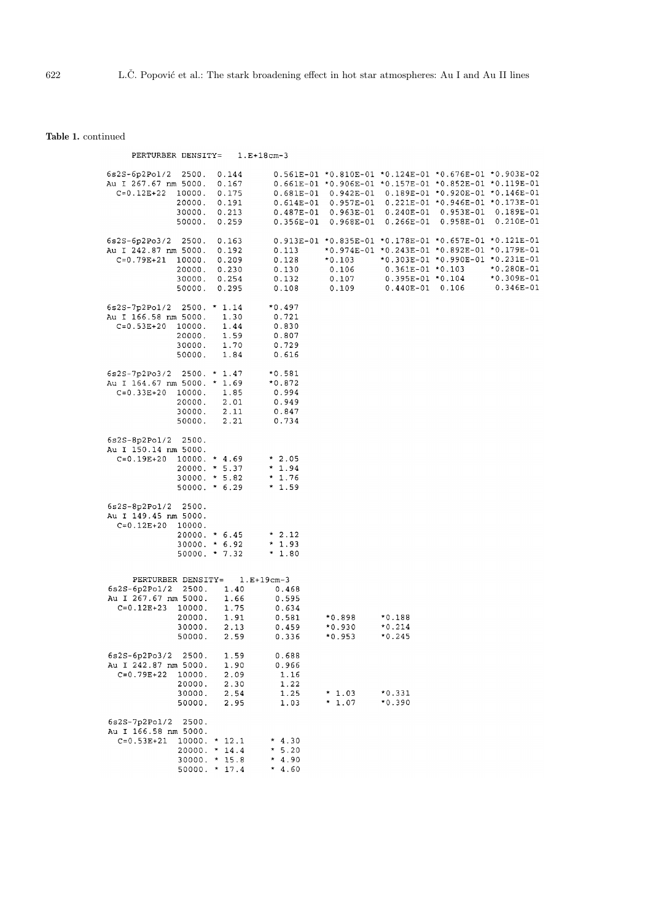**Table 1.** continued

```
      PERTURBER DENSITY=   1.E+18cm-3

6s2S-6p2Po1/2  2500.  0.144      0.561E-01 *0.810E-01 *0.124E-01 *0.676E-01 *0.903E-02
Au I 267.67 nm 5000.  0.167      0.661E-01 *0.906E-01 *0.157E-01 *0.852E-01 *0.119E-01
  C=0.12E+22  10000.  0.175      0.681E-01  0.942E-01  0.189E-01 *0.920E-01 *0.146E-01
              20000.  0.191      0.614E-01  0.957E-01  0.221E-01 *0.946E-01 *0.173E-01
              30000.  0.213      0.487E-01  0.963E-01  0.240E-01  0.953E-01  0.189E-01
              50000.  0.259      0.356E-01  0.968E-01  0.266E-01  0.958E-01  0.210E-01

6s2S-6p2Po3/2  2500.  0.163      0.913E-01 *0.835E-01 *0.178E-01 *0.657E-01 *0.121E-01
Au I 242.87 nm 5000.  0.192      0.113     *0.974E-01 *0.243E-01 *0.892E-01 *0.179E-01
  C=0.79E+21  10000.  0.209      0.128     *0.103     *0.303E-01 *0.990E-01 *0.231E-01
              20000.  0.230      0.130      0.106      0.361E-01 *0.103     *0.280E-01
              30000.  0.254      0.132      0.107      0.395E-01 *0.104     *0.309E-01
              50000.  0.295      0.108      0.109      0.440E-01  0.106      0.346E-01

6s2S-7p2Po1/2  2500. * 1.14     *0.497
Au I 166.58 nm 5000.   1.30      0.721
  C=0.53E+20  10000.   1.44      0.830
              20000.   1.59      0.807
              30000.   1.70      0.729
              50000.   1.84      0.616

6s2S-7p2Po3/2  2500. * 1.47     *0.581
Au I 164.67 nm 5000. * 1.69     *0.872
  C=0.33E+20  10000.   1.85      0.994
              20000.   2.01      0.949
              30000.   2.11      0.847
              50000.   2.21      0.734

6s2S-8p2Po1/2  2500.
Au I 150.14 nm 5000.
  C=0.19E+20  10000. * 4.69     * 2.05
              20000. * 5.37     * 1.94
              30000. * 5.82     * 1.76
              50000. * 6.29     * 1.59

6s2S-8p2Po1/2  2500.
Au I 149.45 nm 5000.
  C=0.12E+20  10000.
              20000. * 6.45     * 2.12
              30000. * 6.92     * 1.93
              50000. * 7.32     * 1.80


     PERTURBER DENSITY=   1.E+19cm-3
6s2S-6p2Po1/2  2500.   1.40      0.468
Au I 267.67 nm 5000.   1.66      0.595
  C=0.12E+23  10000.   1.75      0.634
              20000.   1.91      0.581     *0.898     *0.188
              30000.   2.13      0.459     *0.930     *0.214
              50000.   2.59      0.336     *0.953     *0.245

6s2S-6p2Po3/2  2500.   1.59      0.688
Au I 242.87 nm 5000.   1.90      0.966
  C=0.79E+22  10000.   2.09      1.16
              20000.   2.30      1.22
              30000.   2.54      1.25      * 1.03     *0.331
              50000.   2.95      1.03      * 1.07     *0.390

6s2S-7p2Po1/2  2500.
Au I 166.58 nm 5000.
  C=0.53E+21  10000. * 12.1     * 4.30
              20000. * 14.4     * 5.20
              30000. * 15.8     * 4.90
              50000. * 17.4     * 4.60
```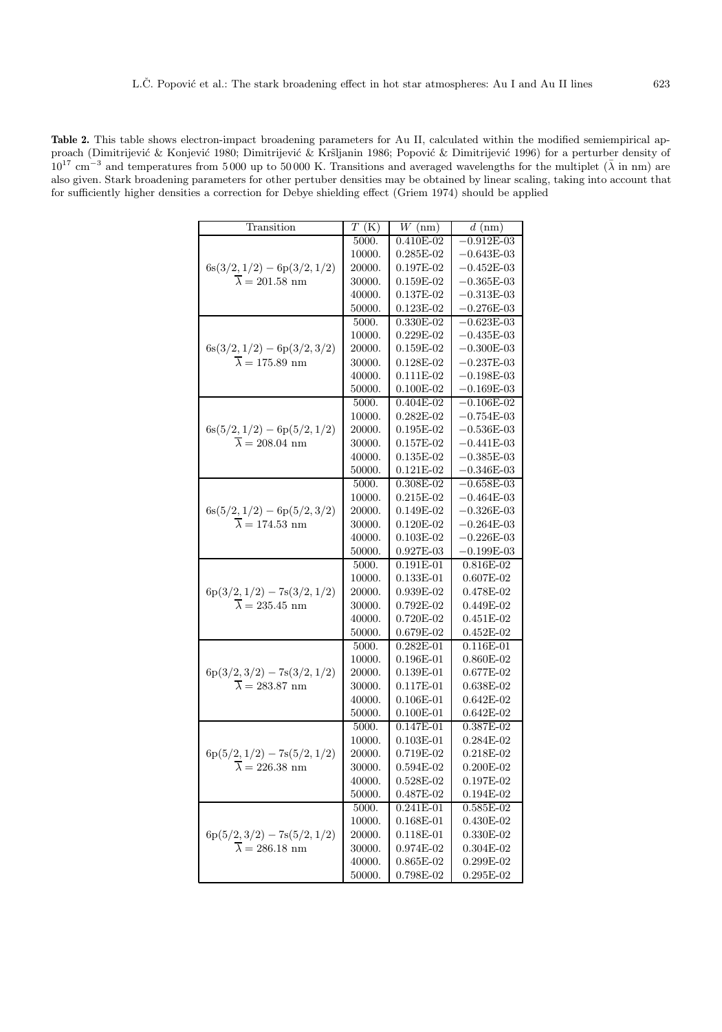**Table 2.** This table shows electron-impact broadening parameters for Au II, calculated within the modified semiempirical approach (Dimitrijević & Konjević 1980; Dimitrijević & Kršljanin 1986; Popović & Dimitrijević 1996) for a perturber density of $10^{17}$ cm$^{-3}$ and temperatures from 5 000 up to 50 000 K. Transitions and averaged wavelengths for the multiplet ($\bar{\lambda}$ in nm) are also given. Stark broadening parameters for other pertuber densities may be obtained by linear scaling, taking into account that for sufficiently higher densities a correction for Debye shielding effect (Griem 1974) should be applied

| Transition | $T$ (K) | $W$ (nm) | $d$ (nm) |
|---|---|---|---|
| 6s(3/2, 1/2) − 6p(3/2, 1/2) | 5000. | 0.410E-02 | −0.912E-03 |
| $\overline{\lambda}$ = 201.58 nm | 10000. | 0.285E-02 | −0.643E-03 |
| | 20000. | 0.197E-02 | −0.452E-03 |
| | 30000. | 0.159E-02 | −0.365E-03 |
| | 40000. | 0.137E-02 | −0.313E-03 |
| | 50000. | 0.123E-02 | −0.276E-03 |
| 6s(3/2, 1/2) − 6p(3/2, 3/2) | 5000. | 0.330E-02 | −0.623E-03 |
| $\overline{\lambda}$ = 175.89 nm | 10000. | 0.229E-02 | −0.435E-03 |
| | 20000. | 0.159E-02 | −0.300E-03 |
| | 30000. | 0.128E-02 | −0.237E-03 |
| | 40000. | 0.111E-02 | −0.198E-03 |
| | 50000. | 0.100E-02 | −0.169E-03 |
| 6s(5/2, 1/2) − 6p(5/2, 1/2) | 5000. | 0.404E-02 | −0.106E-02 |
| $\overline{\lambda}$ = 208.04 nm | 10000. | 0.282E-02 | −0.754E-03 |
| | 20000. | 0.195E-02 | −0.536E-03 |
| | 30000. | 0.157E-02 | −0.441E-03 |
| | 40000. | 0.135E-02 | −0.385E-03 |
| | 50000. | 0.121E-02 | −0.346E-03 |
| 6s(5/2, 1/2) − 6p(5/2, 3/2) | 5000. | 0.308E-02 | −0.658E-03 |
| $\overline{\lambda}$ = 174.53 nm | 10000. | 0.215E-02 | −0.464E-03 |
| | 20000. | 0.149E-02 | −0.326E-03 |
| | 30000. | 0.120E-02 | −0.264E-03 |
| | 40000. | 0.103E-02 | −0.226E-03 |
| | 50000. | 0.927E-03 | −0.199E-03 |
| 6p(3/2, 1/2) − 7s(3/2, 1/2) | 5000. | 0.191E-01 | 0.816E-02 |
| $\overline{\lambda}$ = 235.45 nm | 10000. | 0.133E-01 | 0.607E-02 |
| | 20000. | 0.939E-02 | 0.478E-02 |
| | 30000. | 0.792E-02 | 0.449E-02 |
| | 40000. | 0.720E-02 | 0.451E-02 |
| | 50000. | 0.679E-02 | 0.452E-02 |
| 6p(3/2, 3/2) − 7s(3/2, 1/2) | 5000. | 0.282E-01 | 0.116E-01 |
| $\overline{\lambda}$ = 283.87 nm | 10000. | 0.196E-01 | 0.860E-02 |
| | 20000. | 0.139E-01 | 0.677E-02 |
| | 30000. | 0.117E-01 | 0.638E-02 |
| | 40000. | 0.106E-01 | 0.642E-02 |
| | 50000. | 0.100E-01 | 0.642E-02 |
| 6p(5/2, 1/2) − 7s(5/2, 1/2) | 5000. | 0.147E-01 | 0.387E-02 |
| $\overline{\lambda}$ = 226.38 nm | 10000. | 0.103E-01 | 0.284E-02 |
| | 20000. | 0.719E-02 | 0.218E-02 |
| | 30000. | 0.594E-02 | 0.200E-02 |
| | 40000. | 0.528E-02 | 0.197E-02 |
| | 50000. | 0.487E-02 | 0.194E-02 |
| 6p(5/2, 3/2) − 7s(5/2, 1/2) | 5000. | 0.241E-01 | 0.585E-02 |
| $\overline{\lambda}$ = 286.18 nm | 10000. | 0.168E-01 | 0.430E-02 |
| | 20000. | 0.118E-01 | 0.330E-02 |
| | 30000. | 0.974E-02 | 0.304E-02 |
| | 40000. | 0.865E-02 | 0.299E-02 |
| | 50000. | 0.798E-02 | 0.295E-02 |